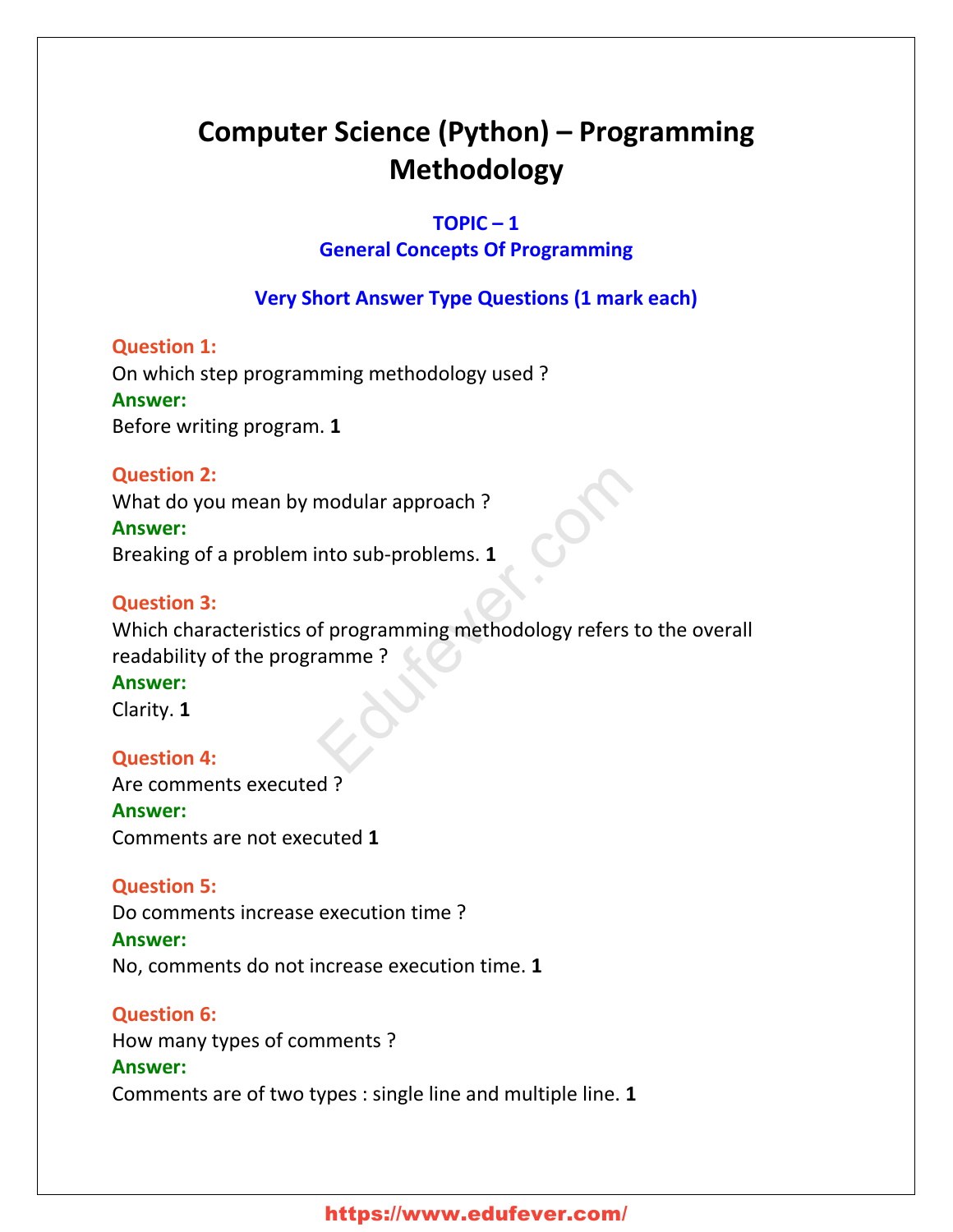# Computer Science (Python) – Programming Methodology

## TOPIC – 1
## General Concepts Of Programming

### Very Short Answer Type Questions (1 mark each)

**Question 1:**
On which step programming methodology used ?
**Answer:**
Before writing program. **1**

**Question 2:**
What do you mean by modular approach ?
**Answer:**
Breaking of a problem into sub-problems. **1**

**Question 3:**
Which characteristics of programming methodology refers to the overall readability of the programme ?
**Answer:**
Clarity. **1**

**Question 4:**
Are comments executed ?
**Answer:**
Comments are not executed **1**

**Question 5:**
Do comments increase execution time ?
**Answer:**
No, comments do not increase execution time. **1**

**Question 6:**
How many types of comments ?
**Answer:**
Comments are of two types : single line and multiple line. **1**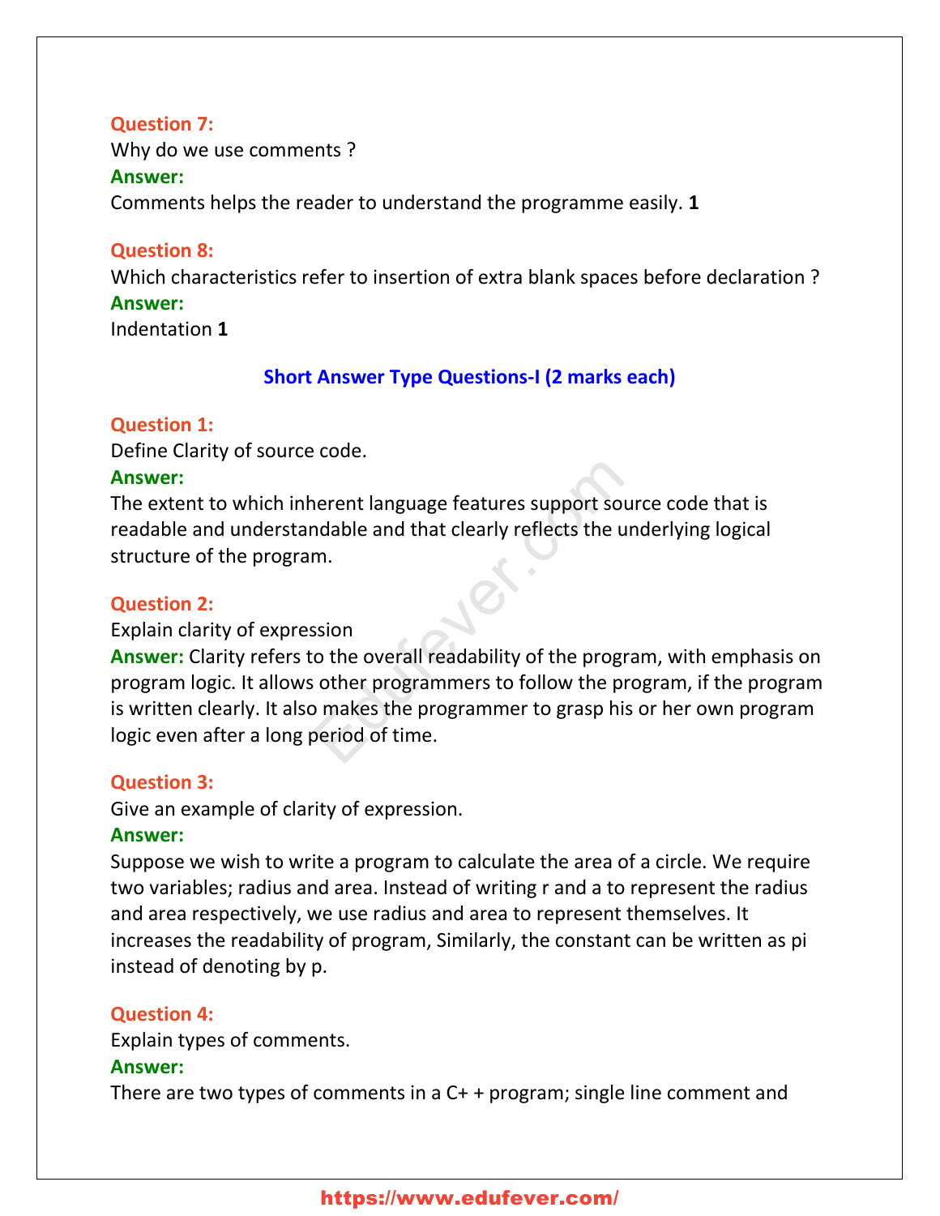**Question 7:**
Why do we use comments ?
**Answer:**
Comments helps the reader to understand the programme easily. **1**

**Question 8:**
Which characteristics refer to insertion of extra blank spaces before declaration ?
**Answer:**
Indentation **1**

## Short Answer Type Questions-I (2 marks each)

**Question 1:**
Define Clarity of source code.
**Answer:**
The extent to which inherent language features support source code that is readable and understandable and that clearly reflects the underlying logical structure of the program.

**Question 2:**
Explain clarity of expression
**Answer:** Clarity refers to the overall readability of the program, with emphasis on program logic. It allows other programmers to follow the program, if the program is written clearly. It also makes the programmer to grasp his or her own program logic even after a long period of time.

**Question 3:**
Give an example of clarity of expression.
**Answer:**
Suppose we wish to write a program to calculate the area of a circle. We require two variables; radius and area. Instead of writing r and a to represent the radius and area respectively, we use radius and area to represent themselves. It increases the readability of program, Similarly, the constant can be written as pi instead of denoting by p.

**Question 4:**
Explain types of comments.
**Answer:**
There are two types of comments in a C+ + program; single line comment and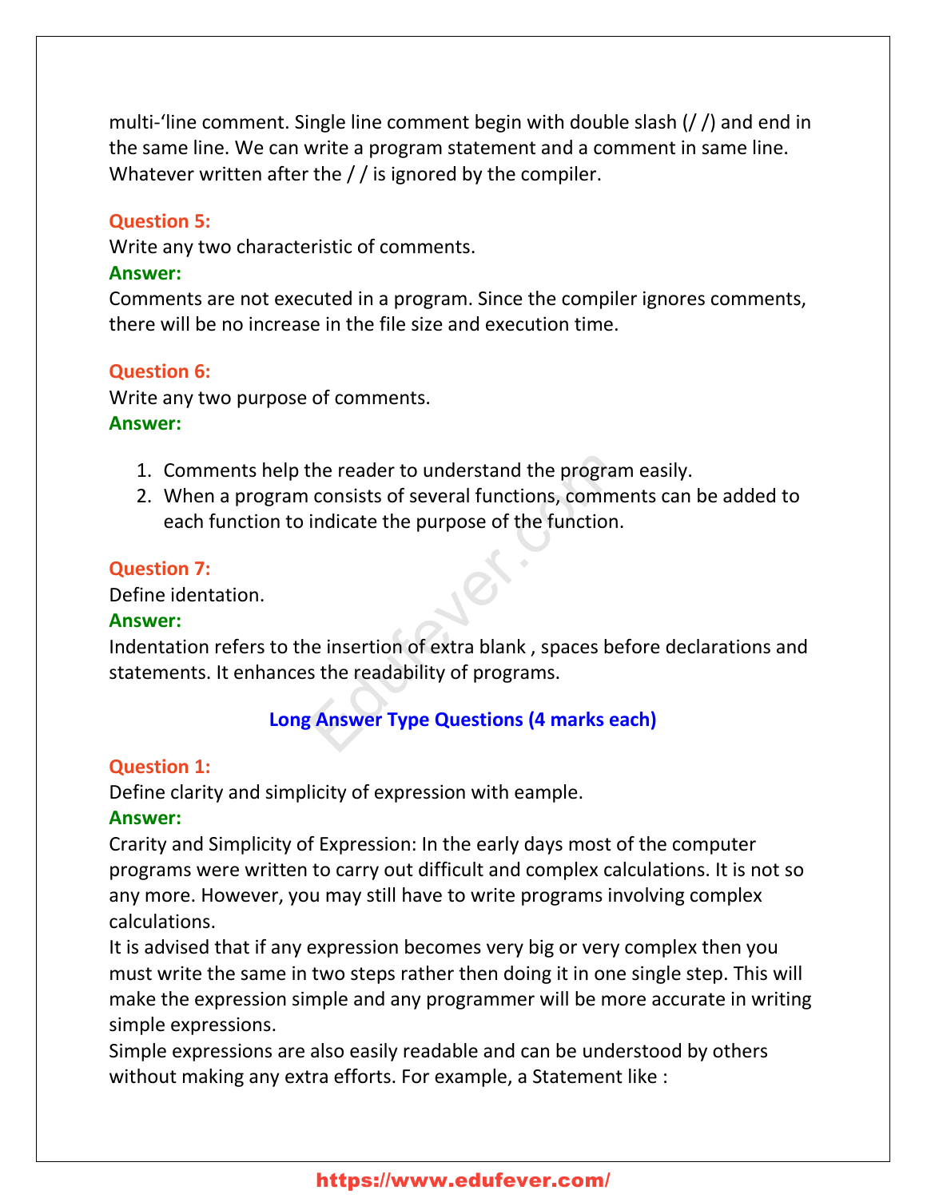multi-'line comment. Single line comment begin with double slash (/ /) and end in the same line. We can write a program statement and a comment in same line. Whatever written after the / / is ignored by the compiler.

**Question 5:**
Write any two characteristic of comments.
**Answer:**
Comments are not executed in a program. Since the compiler ignores comments, there will be no increase in the file size and execution time.

**Question 6:**
Write any two purpose of comments.
**Answer:**

1. Comments help the reader to understand the program easily.
2. When a program consists of several functions, comments can be added to each function to indicate the purpose of the function.

**Question 7:**
Define identation.
**Answer:**
Indentation refers to the insertion of extra blank , spaces before declarations and statements. It enhances the readability of programs.

## Long Answer Type Questions (4 marks each)

**Question 1:**
Define clarity and simplicity of expression with eample.
**Answer:**
Crarity and Simplicity of Expression: In the early days most of the computer programs were written to carry out difficult and complex calculations. It is not so any more. However, you may still have to write programs involving complex calculations.
It is advised that if any expression becomes very big or very complex then you must write the same in two steps rather then doing it in one single step. This will make the expression simple and any programmer will be more accurate in writing simple expressions.
Simple expressions are also easily readable and can be understood by others without making any extra efforts. For example, a Statement like :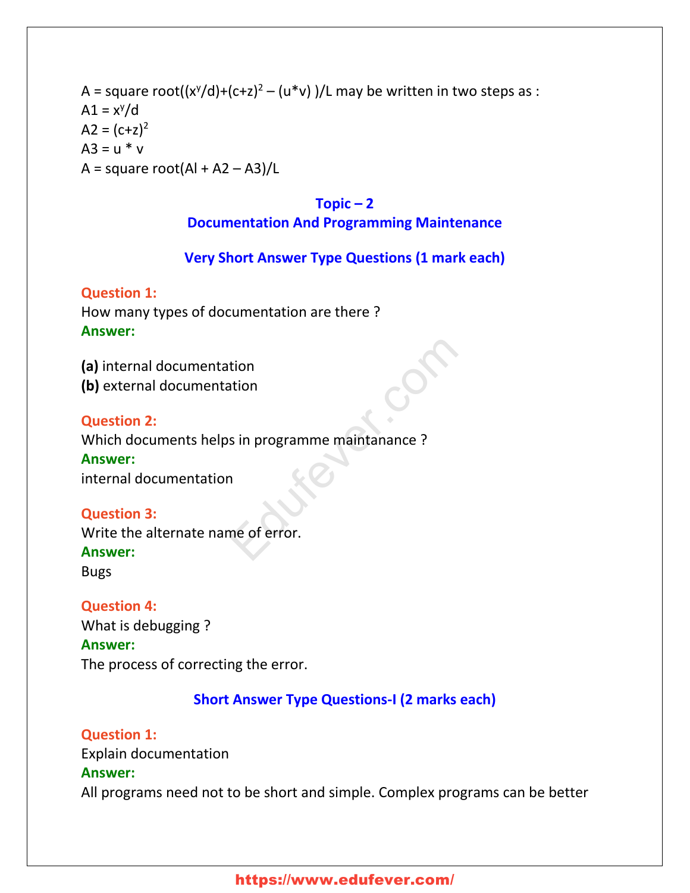A = square root($(x^y/d)+(c+z)^2 – (u*v)$ )/L may be written in two steps as :
A1 = $x^y/d$
A2 = $(c+z)^2$
A3 = u * v
A = square root(Al + A2 – A3)/L

## Topic – 2
## Documentation And Programming Maintenance

### Very Short Answer Type Questions (1 mark each)

**Question 1:**
How many types of documentation are there ?
**Answer:**

**(a)** internal documentation
**(b)** external documentation

**Question 2:**
Which documents helps in programme maintanance ?
**Answer:**
internal documentation

**Question 3:**
Write the alternate name of error.
**Answer:**
Bugs

**Question 4:**
What is debugging ?
**Answer:**
The process of correcting the error.

### Short Answer Type Questions-I (2 marks each)

**Question 1:**
Explain documentation
**Answer:**
All programs need not to be short and simple. Complex programs can be better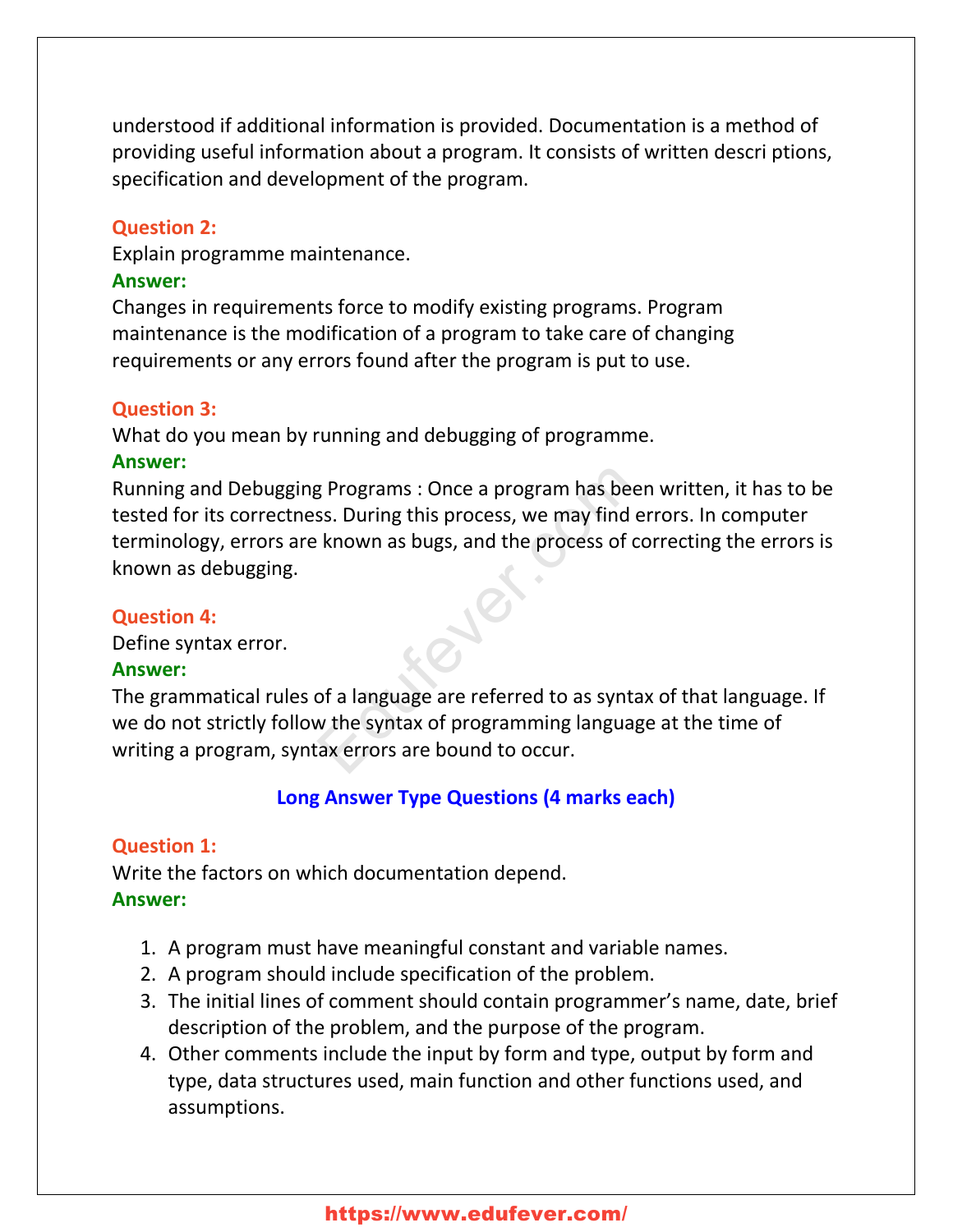understood if additional information is provided. Documentation is a method of providing useful information about a program. It consists of written descri ptions, specification and development of the program.

**Question 2:**
Explain programme maintenance.
**Answer:**
Changes in requirements force to modify existing programs. Program maintenance is the modification of a program to take care of changing requirements or any errors found after the program is put to use.

**Question 3:**
What do you mean by running and debugging of programme.
**Answer:**
Running and Debugging Programs : Once a program has been written, it has to be tested for its correctness. During this process, we may find errors. In computer terminology, errors are known as bugs, and the process of correcting the errors is known as debugging.

**Question 4:**
Define syntax error.
**Answer:**
The grammatical rules of a language are referred to as syntax of that language. If we do not strictly follow the syntax of programming language at the time of writing a program, syntax errors are bound to occur.

## Long Answer Type Questions (4 marks each)

**Question 1:**
Write the factors on which documentation depend.
**Answer:**

1. A program must have meaningful constant and variable names.
2. A program should include specification of the problem.
3. The initial lines of comment should contain programmer's name, date, brief description of the problem, and the purpose of the program.
4. Other comments include the input by form and type, output by form and type, data structures used, main function and other functions used, and assumptions.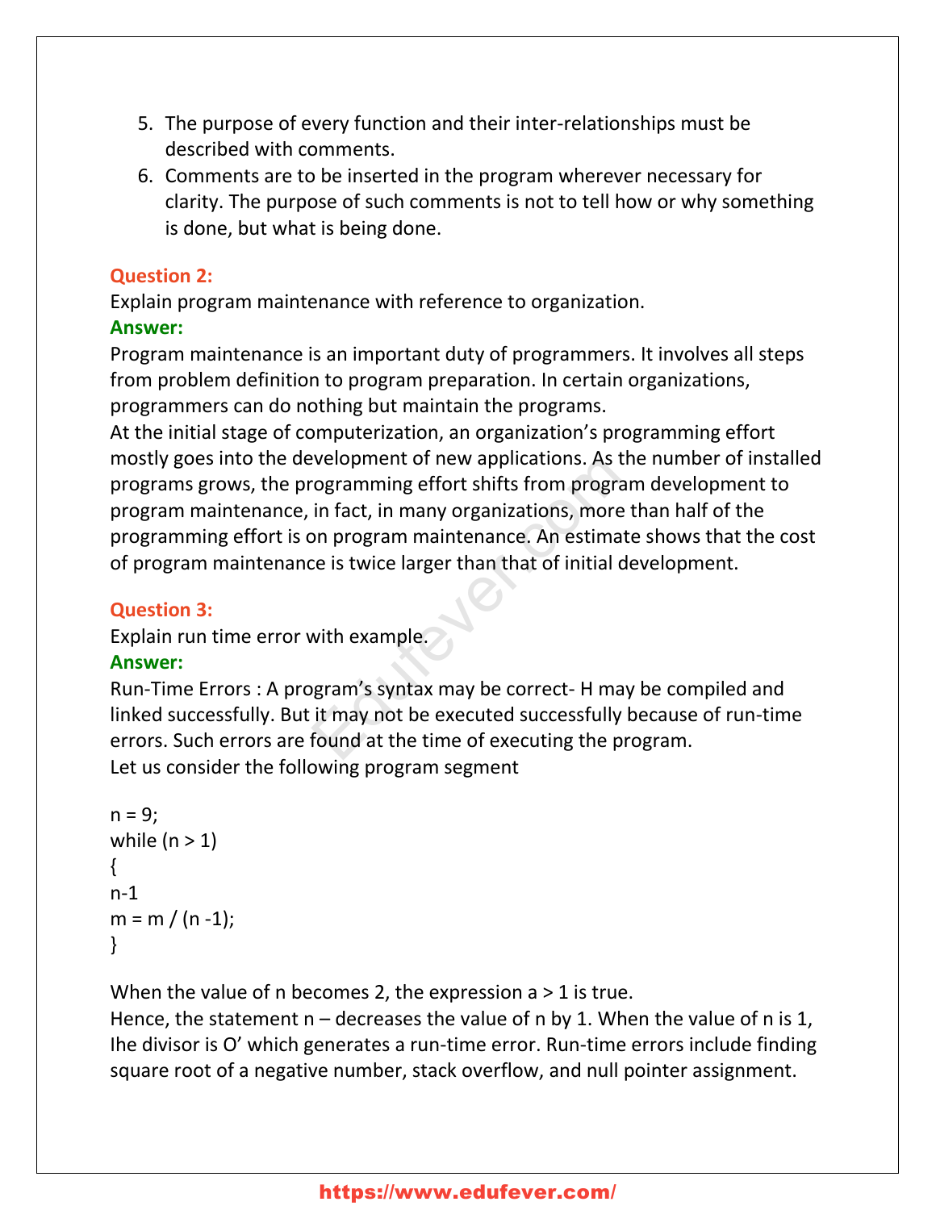5. The purpose of every function and their inter-relationships must be described with comments.
6. Comments are to be inserted in the program wherever necessary for clarity. The purpose of such comments is not to tell how or why something is done, but what is being done.

**Question 2:**
Explain program maintenance with reference to organization.
**Answer:**
Program maintenance is an important duty of programmers. It involves all steps from problem definition to program preparation. In certain organizations, programmers can do nothing but maintain the programs.
At the initial stage of computerization, an organization's programming effort mostly goes into the development of new applications. As the number of installed programs grows, the programming effort shifts from program development to program maintenance, in fact, in many organizations, more than half of the programming effort is on program maintenance. An estimate shows that the cost of program maintenance is twice larger than that of initial development.

**Question 3:**
Explain run time error with example.
**Answer:**
Run-Time Errors : A program's syntax may be correct- H may be compiled and linked successfully. But it may not be executed successfully because of run-time errors. Such errors are found at the time of executing the program.
Let us consider the following program segment

```
n = 9;
while (n > 1)
{
n-1
m = m / (n -1);
}
```

When the value of n becomes 2, the expression a > 1 is true.
Hence, the statement n – decreases the value of n by 1. When the value of n is 1, Ihe divisor is O' which generates a run-time error. Run-time errors include finding square root of a negative number, stack overflow, and null pointer assignment.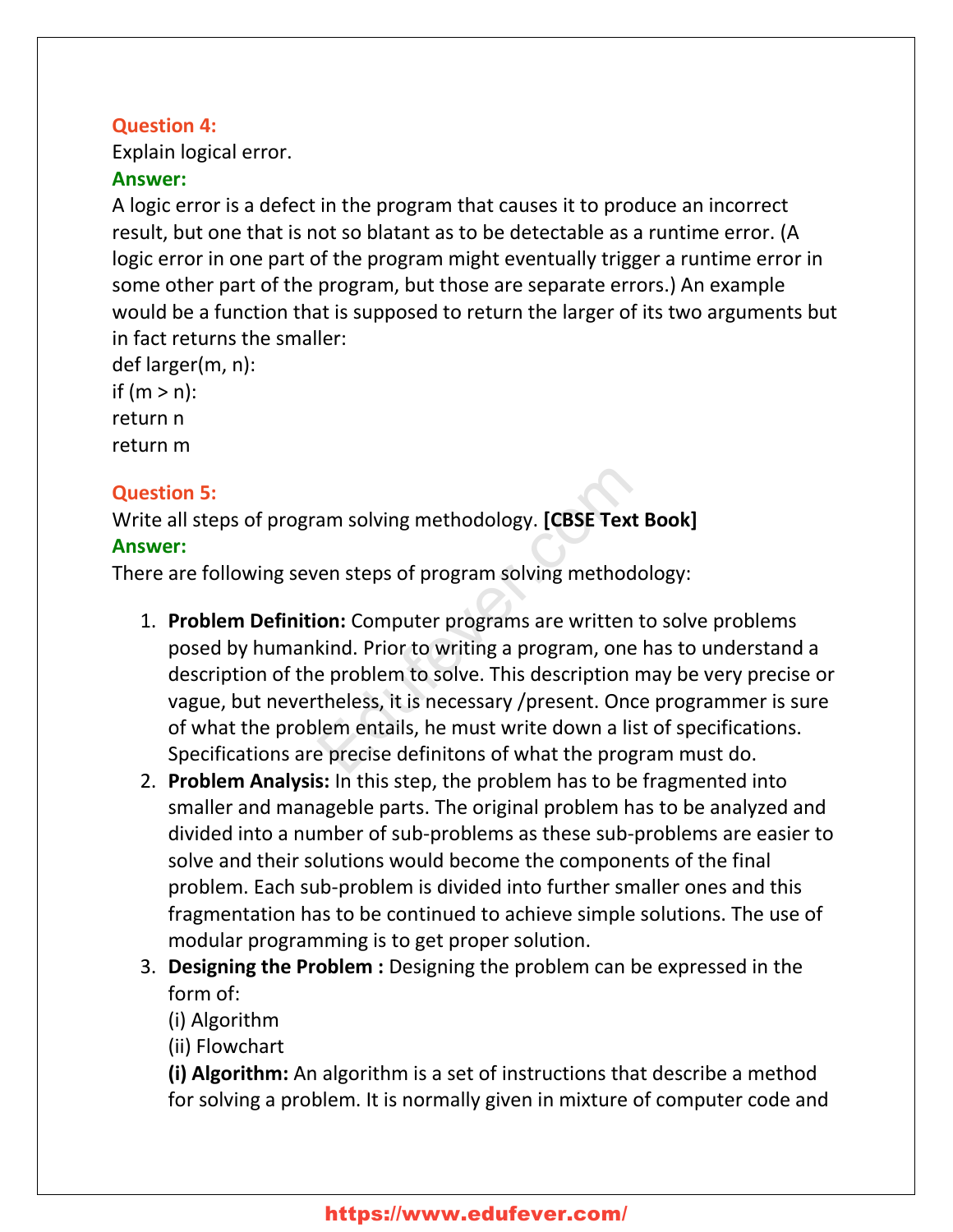**Question 4:**
Explain logical error.

**Answer:**
A logic error is a defect in the program that causes it to produce an incorrect result, but one that is not so blatant as to be detectable as a runtime error. (A logic error in one part of the program might eventually trigger a runtime error in some other part of the program, but those are separate errors.) An example would be a function that is supposed to return the larger of its two arguments but in fact returns the smaller:

```
def larger(m, n):
if (m > n):
return n
return m
```

**Question 5:**
Write all steps of program solving methodology. **[CBSE Text Book]**

**Answer:**
There are following seven steps of program solving methodology:

1. **Problem Definition:** Computer programs are written to solve problems posed by humankind. Prior to writing a program, one has to understand a description of the problem to solve. This description may be very precise or vague, but nevertheless, it is necessary /present. Once programmer is sure of what the problem entails, he must write down a list of specifications. Specifications are precise definitons of what the program must do.
2. **Problem Analysis:** In this step, the problem has to be fragmented into smaller and manageble parts. The original problem has to be analyzed and divided into a number of sub-problems as these sub-problems are easier to solve and their solutions would become the components of the final problem. Each sub-problem is divided into further smaller ones and this fragmentation has to be continued to achieve simple solutions. The use of modular programming is to get proper solution.
3. **Designing the Problem :** Designing the problem can be expressed in the form of:
   (i) Algorithm
   (ii) Flowchart
   **(i) Algorithm:** An algorithm is a set of instructions that describe a method for solving a problem. It is normally given in mixture of computer code and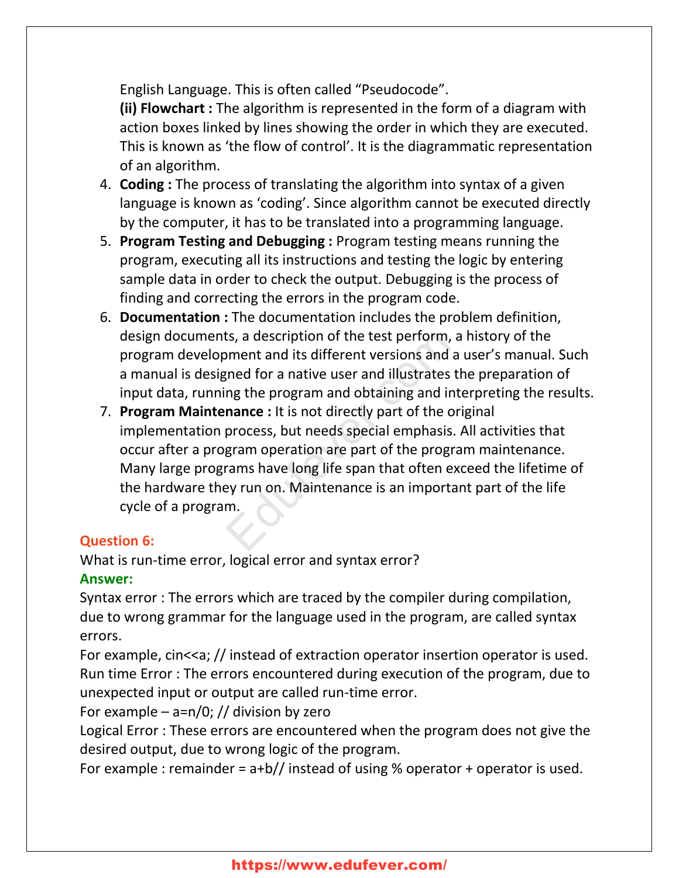English Language. This is often called "Pseudocode".

**(ii) Flowchart :** The algorithm is represented in the form of a diagram with action boxes linked by lines showing the order in which they are executed. This is known as 'the flow of control'. It is the diagrammatic representation of an algorithm.

4. **Coding :** The process of translating the algorithm into syntax of a given language is known as 'coding'. Since algorithm cannot be executed directly by the computer, it has to be translated into a programming language.
5. **Program Testing and Debugging :** Program testing means running the program, executing all its instructions and testing the logic by entering sample data in order to check the output. Debugging is the process of finding and correcting the errors in the program code.
6. **Documentation :** The documentation includes the problem definition, design documents, a description of the test perform, a history of the program development and its different versions and a user's manual. Such a manual is designed for a native user and illustrates the preparation of input data, running the program and obtaining and interpreting the results.
7. **Program Maintenance :** It is not directly part of the original implementation process, but needs special emphasis. All activities that occur after a program operation are part of the program maintenance. Many large programs have long life span that often exceed the lifetime of the hardware they run on. Maintenance is an important part of the life cycle of a program.

**Question 6:**

What is run-time error, logical error and syntax error?

**Answer:**

Syntax error : The errors which are traced by the compiler during compilation, due to wrong grammar for the language used in the program, are called syntax errors.

For example, cin<<a; // instead of extraction operator insertion operator is used.

Run time Error : The errors encountered during execution of the program, due to unexpected input or output are called run-time error.

For example – a=n/0; // division by zero

Logical Error : These errors are encountered when the program does not give the desired output, due to wrong logic of the program.

For example : remainder = a+b// instead of using % operator + operator is used.